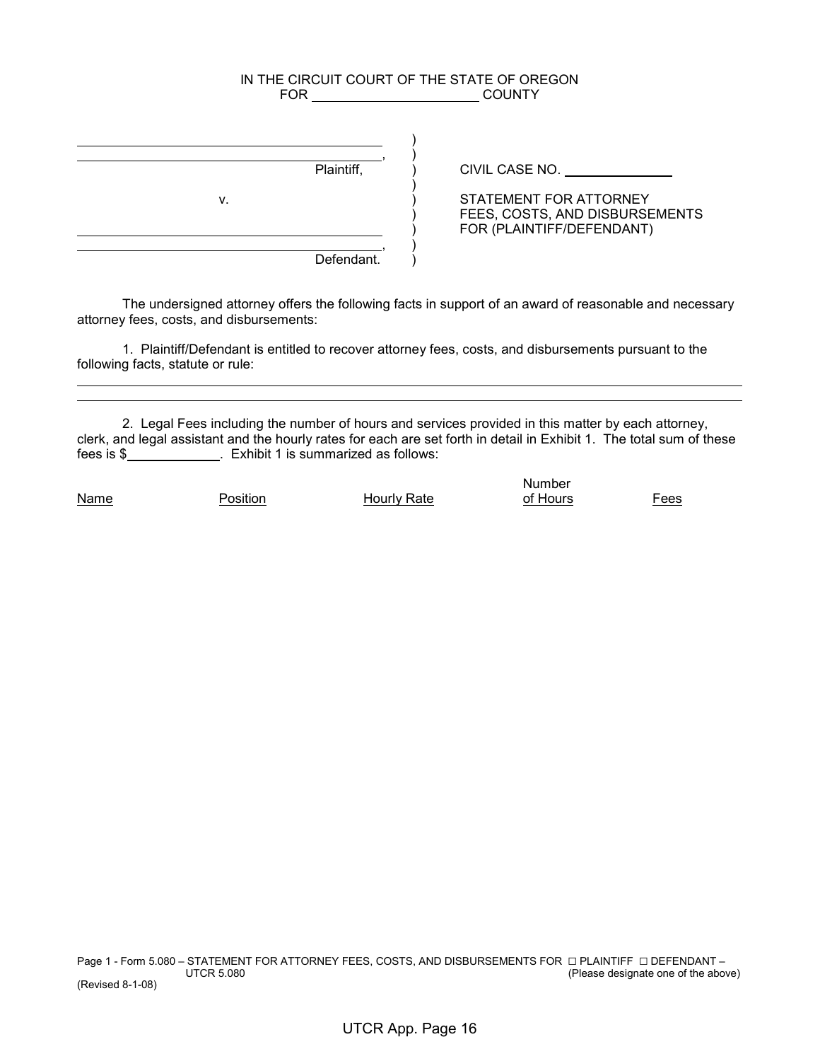IN THE CIRCUIT COURT OF THE STATE OF OREGON
FOR ______________________ COUNTY

| | | |
|---|---|---|
| ________________________________________, | ) | |
| Plaintiff, | ) | CIVIL CASE NO. ______________ |
| v. | ) | STATEMENT FOR ATTORNEY FEES, COSTS, AND DISBURSEMENTS FOR (PLAINTIFF/DEFENDANT) |
| ________________________________________, | ) | |
| Defendant. | ) | |

The undersigned attorney offers the following facts in support of an award of reasonable and necessary attorney fees, costs, and disbursements:

1. Plaintiff/Defendant is entitled to recover attorney fees, costs, and disbursements pursuant to the following facts, statute or rule:

______________________________________________________________________________

______________________________________________________________________________

2. Legal Fees including the number of hours and services provided in this matter by each attorney, clerk, and legal assistant and the hourly rates for each are set forth in detail in Exhibit 1. The total sum of these fees is $____________. Exhibit 1 is summarized as follows:

| Name | Position | Hourly Rate | Number of Hours | Fees |
|---|---|---|---|---|

Form 5.080 – STATEMENT FOR ATTORNEY FEES, COSTS, AND DISBURSEMENTS FOR ☐ PLAINTIFF ☐ DEFENDANT – UTCR 5.080 (Please designate one of the above)
(Revised 8-1-08)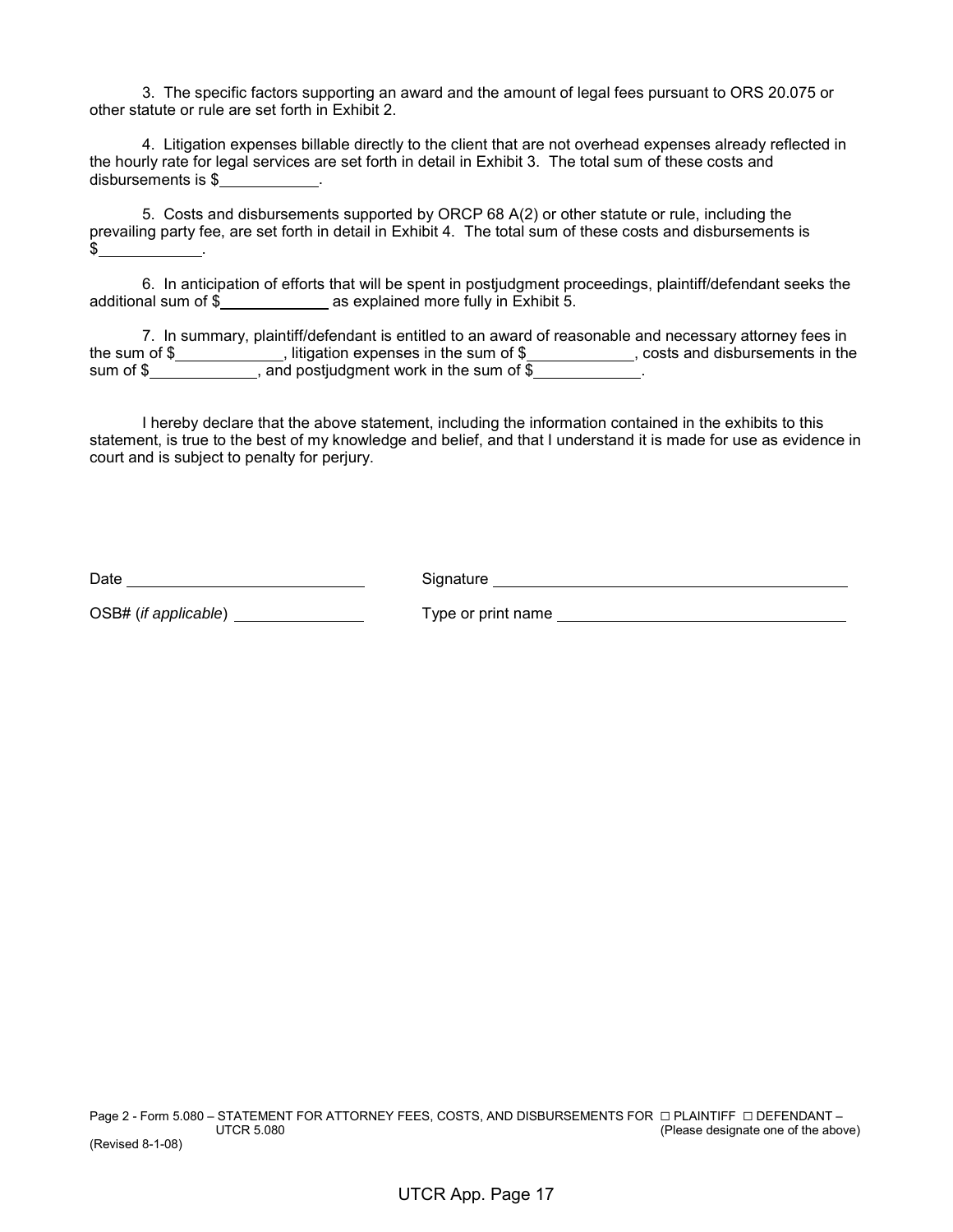3. The specific factors supporting an award and the amount of legal fees pursuant to ORS 20.075 or other statute or rule are set forth in Exhibit 2.

4. Litigation expenses billable directly to the client that are not overhead expenses already reflected in the hourly rate for legal services are set forth in detail in Exhibit 3. The total sum of these costs and disbursements is $\_\_\_\_\_\_\_\_\_\_\_\_.

5. Costs and disbursements supported by ORCP 68 A(2) or other statute or rule, including the prevailing party fee, are set forth in detail in Exhibit 4. The total sum of these costs and disbursements is $\_\_\_\_\_\_\_\_\_\_\_\_.

6. In anticipation of efforts that will be spent in postjudgment proceedings, plaintiff/defendant seeks the additional sum of $\_\_\_\_\_\_\_\_\_\_\_\_ as explained more fully in Exhibit 5.

7. In summary, plaintiff/defendant is entitled to an award of reasonable and necessary attorney fees in the sum of $\_\_\_\_\_\_\_\_\_\_\_\_, litigation expenses in the sum of $\_\_\_\_\_\_\_\_\_\_\_\_, costs and disbursements in the sum of $\_\_\_\_\_\_\_\_\_\_\_\_, and postjudgment work in the sum of $\_\_\_\_\_\_\_\_\_\_\_\_.

I hereby declare that the above statement, including the information contained in the exhibits to this statement, is true to the best of my knowledge and belief, and that I understand it is made for use as evidence in court and is subject to penalty for perjury.

Date \_\_\_\_\_\_\_\_\_\_\_\_\_\_\_\_\_\_\_\_\_\_\_\_ Signature \_\_\_\_\_\_\_\_\_\_\_\_\_\_\_\_\_\_\_\_\_\_\_\_\_\_\_\_\_\_\_\_\_\_\_\_

OSB# (*if applicable*) \_\_\_\_\_\_\_\_\_\_\_\_\_\_ Type or print name \_\_\_\_\_\_\_\_\_\_\_\_\_\_\_\_\_\_\_\_\_\_\_\_\_\_\_\_\_\_

Page 2 - Form 5.080 – STATEMENT FOR ATTORNEY FEES, COSTS, AND DISBURSEMENTS FOR ☐ PLAINTIFF ☐ DEFENDANT – UTCR 5.080 (Please designate one of the above)

(Revised 8-1-08)